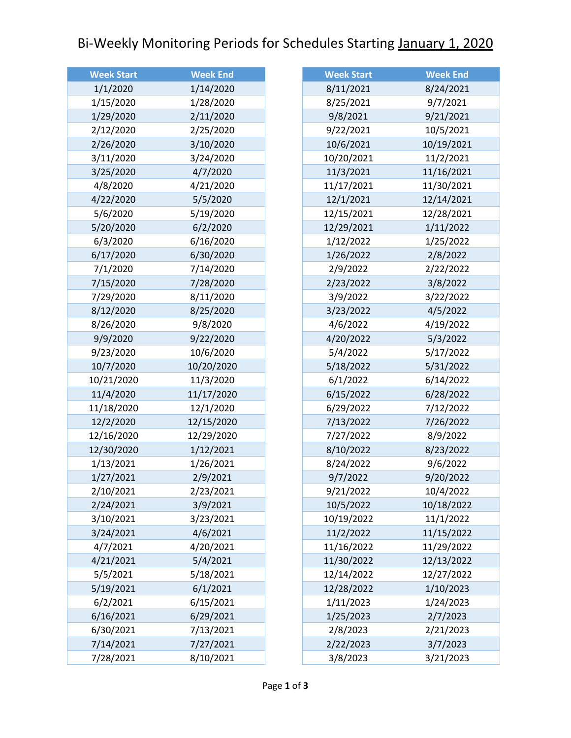# Bi-Weekly Monitoring Periods for Schedules Starting January 1, 2020

| Week Start | Week End |
|---|---|
| 1/1/2020 | 1/14/2020 |
| 1/15/2020 | 1/28/2020 |
| 1/29/2020 | 2/11/2020 |
| 2/12/2020 | 2/25/2020 |
| 2/26/2020 | 3/10/2020 |
| 3/11/2020 | 3/24/2020 |
| 3/25/2020 | 4/7/2020 |
| 4/8/2020 | 4/21/2020 |
| 4/22/2020 | 5/5/2020 |
| 5/6/2020 | 5/19/2020 |
| 5/20/2020 | 6/2/2020 |
| 6/3/2020 | 6/16/2020 |
| 6/17/2020 | 6/30/2020 |
| 7/1/2020 | 7/14/2020 |
| 7/15/2020 | 7/28/2020 |
| 7/29/2020 | 8/11/2020 |
| 8/12/2020 | 8/25/2020 |
| 8/26/2020 | 9/8/2020 |
| 9/9/2020 | 9/22/2020 |
| 9/23/2020 | 10/6/2020 |
| 10/7/2020 | 10/20/2020 |
| 10/21/2020 | 11/3/2020 |
| 11/4/2020 | 11/17/2020 |
| 11/18/2020 | 12/1/2020 |
| 12/2/2020 | 12/15/2020 |
| 12/16/2020 | 12/29/2020 |
| 12/30/2020 | 1/12/2021 |
| 1/13/2021 | 1/26/2021 |
| 1/27/2021 | 2/9/2021 |
| 2/10/2021 | 2/23/2021 |
| 2/24/2021 | 3/9/2021 |
| 3/10/2021 | 3/23/2021 |
| 3/24/2021 | 4/6/2021 |
| 4/7/2021 | 4/20/2021 |
| 4/21/2021 | 5/4/2021 |
| 5/5/2021 | 5/18/2021 |
| 5/19/2021 | 6/1/2021 |
| 6/2/2021 | 6/15/2021 |
| 6/16/2021 | 6/29/2021 |
| 6/30/2021 | 7/13/2021 |
| 7/14/2021 | 7/27/2021 |
| 7/28/2021 | 8/10/2021 |
| 8/11/2021 | 8/24/2021 |
| 8/25/2021 | 9/7/2021 |
| 9/8/2021 | 9/21/2021 |
| 9/22/2021 | 10/5/2021 |
| 10/6/2021 | 10/19/2021 |
| 10/20/2021 | 11/2/2021 |
| 11/3/2021 | 11/16/2021 |
| 11/17/2021 | 11/30/2021 |
| 12/1/2021 | 12/14/2021 |
| 12/15/2021 | 12/28/2021 |
| 12/29/2021 | 1/11/2022 |
| 1/12/2022 | 1/25/2022 |
| 1/26/2022 | 2/8/2022 |
| 2/9/2022 | 2/22/2022 |
| 2/23/2022 | 3/8/2022 |
| 3/9/2022 | 3/22/2022 |
| 3/23/2022 | 4/5/2022 |
| 4/6/2022 | 4/19/2022 |
| 4/20/2022 | 5/3/2022 |
| 5/4/2022 | 5/17/2022 |
| 5/18/2022 | 5/31/2022 |
| 6/1/2022 | 6/14/2022 |
| 6/15/2022 | 6/28/2022 |
| 6/29/2022 | 7/12/2022 |
| 7/13/2022 | 7/26/2022 |
| 7/27/2022 | 8/9/2022 |
| 8/10/2022 | 8/23/2022 |
| 8/24/2022 | 9/6/2022 |
| 9/7/2022 | 9/20/2022 |
| 9/21/2022 | 10/4/2022 |
| 10/5/2022 | 10/18/2022 |
| 10/19/2022 | 11/1/2022 |
| 11/2/2022 | 11/15/2022 |
| 11/16/2022 | 11/29/2022 |
| 11/30/2022 | 12/13/2022 |
| 12/14/2022 | 12/27/2022 |
| 12/28/2022 | 1/10/2023 |
| 1/11/2023 | 1/24/2023 |
| 1/25/2023 | 2/7/2023 |
| 2/8/2023 | 2/21/2023 |
| 2/22/2023 | 3/7/2023 |
| 3/8/2023 | 3/21/2023 |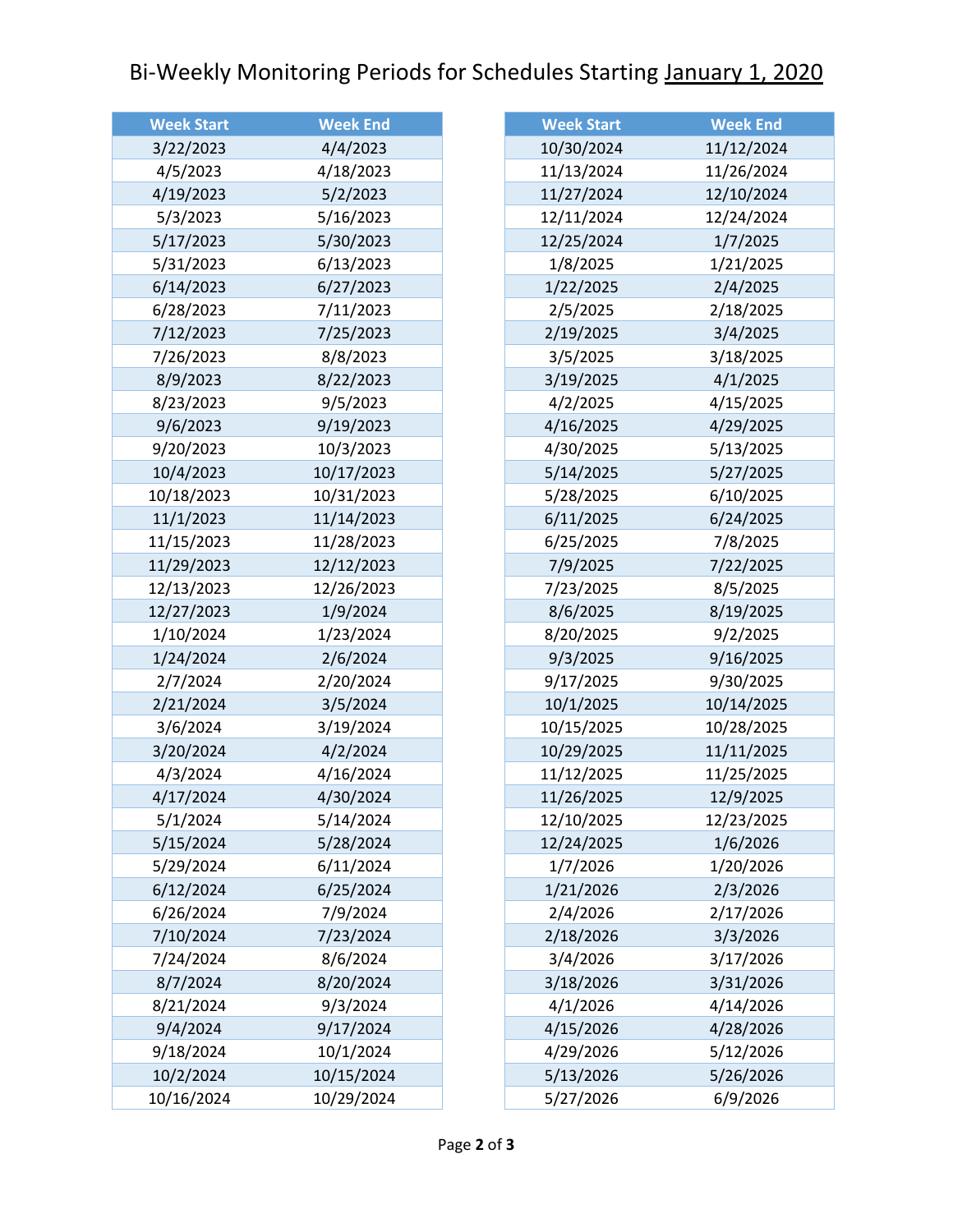# Bi-Weekly Monitoring Periods for Schedules Starting January 1, 2020

| Week Start | Week End |
|---|---|
| 3/22/2023 | 4/4/2023 |
| 4/5/2023 | 4/18/2023 |
| 4/19/2023 | 5/2/2023 |
| 5/3/2023 | 5/16/2023 |
| 5/17/2023 | 5/30/2023 |
| 5/31/2023 | 6/13/2023 |
| 6/14/2023 | 6/27/2023 |
| 6/28/2023 | 7/11/2023 |
| 7/12/2023 | 7/25/2023 |
| 7/26/2023 | 8/8/2023 |
| 8/9/2023 | 8/22/2023 |
| 8/23/2023 | 9/5/2023 |
| 9/6/2023 | 9/19/2023 |
| 9/20/2023 | 10/3/2023 |
| 10/4/2023 | 10/17/2023 |
| 10/18/2023 | 10/31/2023 |
| 11/1/2023 | 11/14/2023 |
| 11/15/2023 | 11/28/2023 |
| 11/29/2023 | 12/12/2023 |
| 12/13/2023 | 12/26/2023 |
| 12/27/2023 | 1/9/2024 |
| 1/10/2024 | 1/23/2024 |
| 1/24/2024 | 2/6/2024 |
| 2/7/2024 | 2/20/2024 |
| 2/21/2024 | 3/5/2024 |
| 3/6/2024 | 3/19/2024 |
| 3/20/2024 | 4/2/2024 |
| 4/3/2024 | 4/16/2024 |
| 4/17/2024 | 4/30/2024 |
| 5/1/2024 | 5/14/2024 |
| 5/15/2024 | 5/28/2024 |
| 5/29/2024 | 6/11/2024 |
| 6/12/2024 | 6/25/2024 |
| 6/26/2024 | 7/9/2024 |
| 7/10/2024 | 7/23/2024 |
| 7/24/2024 | 8/6/2024 |
| 8/7/2024 | 8/20/2024 |
| 8/21/2024 | 9/3/2024 |
| 9/4/2024 | 9/17/2024 |
| 9/18/2024 | 10/1/2024 |
| 10/2/2024 | 10/15/2024 |
| 10/16/2024 | 10/29/2024 |

| Week Start | Week End |
|---|---|
| 10/30/2024 | 11/12/2024 |
| 11/13/2024 | 11/26/2024 |
| 11/27/2024 | 12/10/2024 |
| 12/11/2024 | 12/24/2024 |
| 12/25/2024 | 1/7/2025 |
| 1/8/2025 | 1/21/2025 |
| 1/22/2025 | 2/4/2025 |
| 2/5/2025 | 2/18/2025 |
| 2/19/2025 | 3/4/2025 |
| 3/5/2025 | 3/18/2025 |
| 3/19/2025 | 4/1/2025 |
| 4/2/2025 | 4/15/2025 |
| 4/16/2025 | 4/29/2025 |
| 4/30/2025 | 5/13/2025 |
| 5/14/2025 | 5/27/2025 |
| 5/28/2025 | 6/10/2025 |
| 6/11/2025 | 6/24/2025 |
| 6/25/2025 | 7/8/2025 |
| 7/9/2025 | 7/22/2025 |
| 7/23/2025 | 8/5/2025 |
| 8/6/2025 | 8/19/2025 |
| 8/20/2025 | 9/2/2025 |
| 9/3/2025 | 9/16/2025 |
| 9/17/2025 | 9/30/2025 |
| 10/1/2025 | 10/14/2025 |
| 10/15/2025 | 10/28/2025 |
| 10/29/2025 | 11/11/2025 |
| 11/12/2025 | 11/25/2025 |
| 11/26/2025 | 12/9/2025 |
| 12/10/2025 | 12/23/2025 |
| 12/24/2025 | 1/6/2026 |
| 1/7/2026 | 1/20/2026 |
| 1/21/2026 | 2/3/2026 |
| 2/4/2026 | 2/17/2026 |
| 2/18/2026 | 3/3/2026 |
| 3/4/2026 | 3/17/2026 |
| 3/18/2026 | 3/31/2026 |
| 4/1/2026 | 4/14/2026 |
| 4/15/2026 | 4/28/2026 |
| 4/29/2026 | 5/12/2026 |
| 5/13/2026 | 5/26/2026 |
| 5/27/2026 | 6/9/2026 |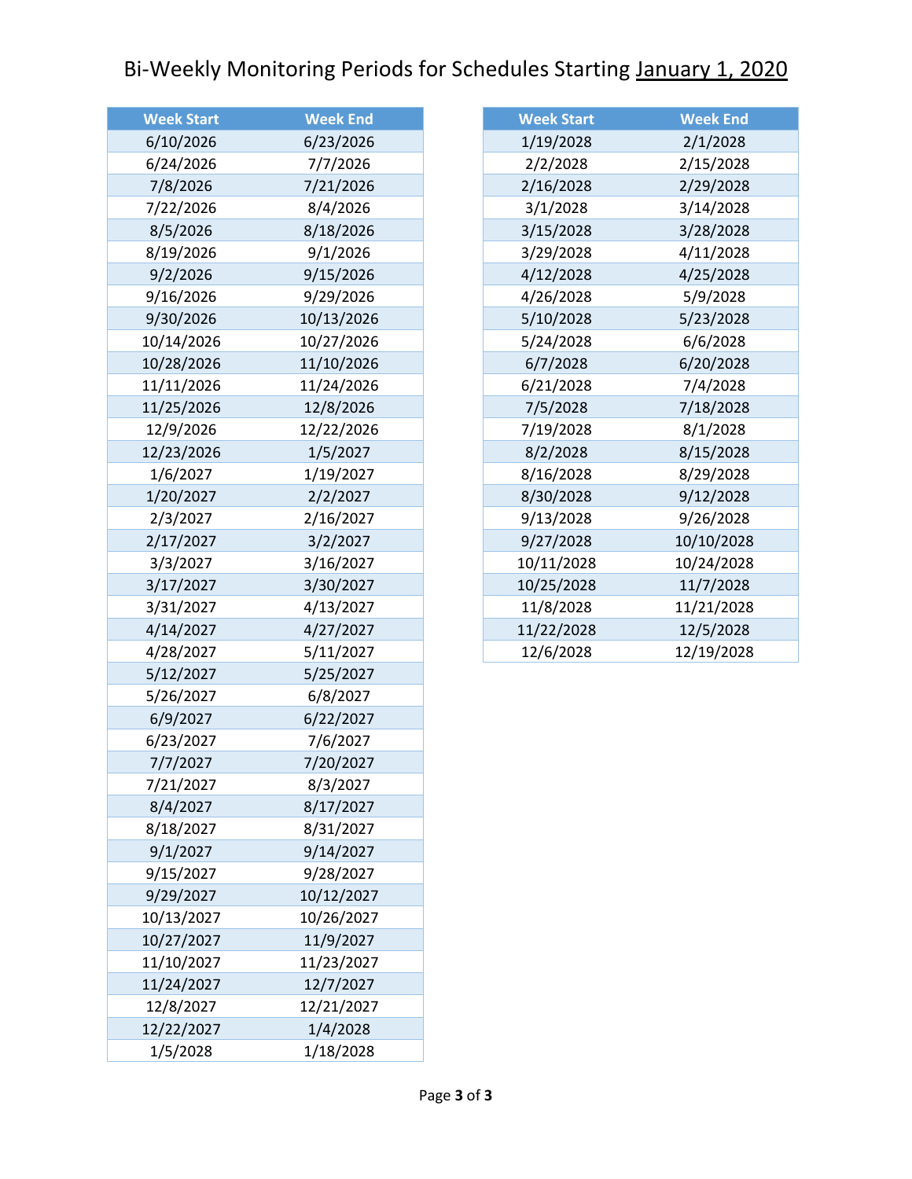# Bi-Weekly Monitoring Periods for Schedules Starting January 1, 2020

| Week Start | Week End |
|---|---|
| 6/10/2026 | 6/23/2026 |
| 6/24/2026 | 7/7/2026 |
| 7/8/2026 | 7/21/2026 |
| 7/22/2026 | 8/4/2026 |
| 8/5/2026 | 8/18/2026 |
| 8/19/2026 | 9/1/2026 |
| 9/2/2026 | 9/15/2026 |
| 9/16/2026 | 9/29/2026 |
| 9/30/2026 | 10/13/2026 |
| 10/14/2026 | 10/27/2026 |
| 10/28/2026 | 11/10/2026 |
| 11/11/2026 | 11/24/2026 |
| 11/25/2026 | 12/8/2026 |
| 12/9/2026 | 12/22/2026 |
| 12/23/2026 | 1/5/2027 |
| 1/6/2027 | 1/19/2027 |
| 1/20/2027 | 2/2/2027 |
| 2/3/2027 | 2/16/2027 |
| 2/17/2027 | 3/2/2027 |
| 3/3/2027 | 3/16/2027 |
| 3/17/2027 | 3/30/2027 |
| 3/31/2027 | 4/13/2027 |
| 4/14/2027 | 4/27/2027 |
| 4/28/2027 | 5/11/2027 |
| 5/12/2027 | 5/25/2027 |
| 5/26/2027 | 6/8/2027 |
| 6/9/2027 | 6/22/2027 |
| 6/23/2027 | 7/6/2027 |
| 7/7/2027 | 7/20/2027 |
| 7/21/2027 | 8/3/2027 |
| 8/4/2027 | 8/17/2027 |
| 8/18/2027 | 8/31/2027 |
| 9/1/2027 | 9/14/2027 |
| 9/15/2027 | 9/28/2027 |
| 9/29/2027 | 10/12/2027 |
| 10/13/2027 | 10/26/2027 |
| 10/27/2027 | 11/9/2027 |
| 11/10/2027 | 11/23/2027 |
| 11/24/2027 | 12/7/2027 |
| 12/8/2027 | 12/21/2027 |
| 12/22/2027 | 1/4/2028 |
| 1/5/2028 | 1/18/2028 |

| Week Start | Week End |
|---|---|
| 1/19/2028 | 2/1/2028 |
| 2/2/2028 | 2/15/2028 |
| 2/16/2028 | 2/29/2028 |
| 3/1/2028 | 3/14/2028 |
| 3/15/2028 | 3/28/2028 |
| 3/29/2028 | 4/11/2028 |
| 4/12/2028 | 4/25/2028 |
| 4/26/2028 | 5/9/2028 |
| 5/10/2028 | 5/23/2028 |
| 5/24/2028 | 6/6/2028 |
| 6/7/2028 | 6/20/2028 |
| 6/21/2028 | 7/4/2028 |
| 7/5/2028 | 7/18/2028 |
| 7/19/2028 | 8/1/2028 |
| 8/2/2028 | 8/15/2028 |
| 8/16/2028 | 8/29/2028 |
| 8/30/2028 | 9/12/2028 |
| 9/13/2028 | 9/26/2028 |
| 9/27/2028 | 10/10/2028 |
| 10/11/2028 | 10/24/2028 |
| 10/25/2028 | 11/7/2028 |
| 11/8/2028 | 11/21/2028 |
| 11/22/2028 | 12/5/2028 |
| 12/6/2028 | 12/19/2028 |